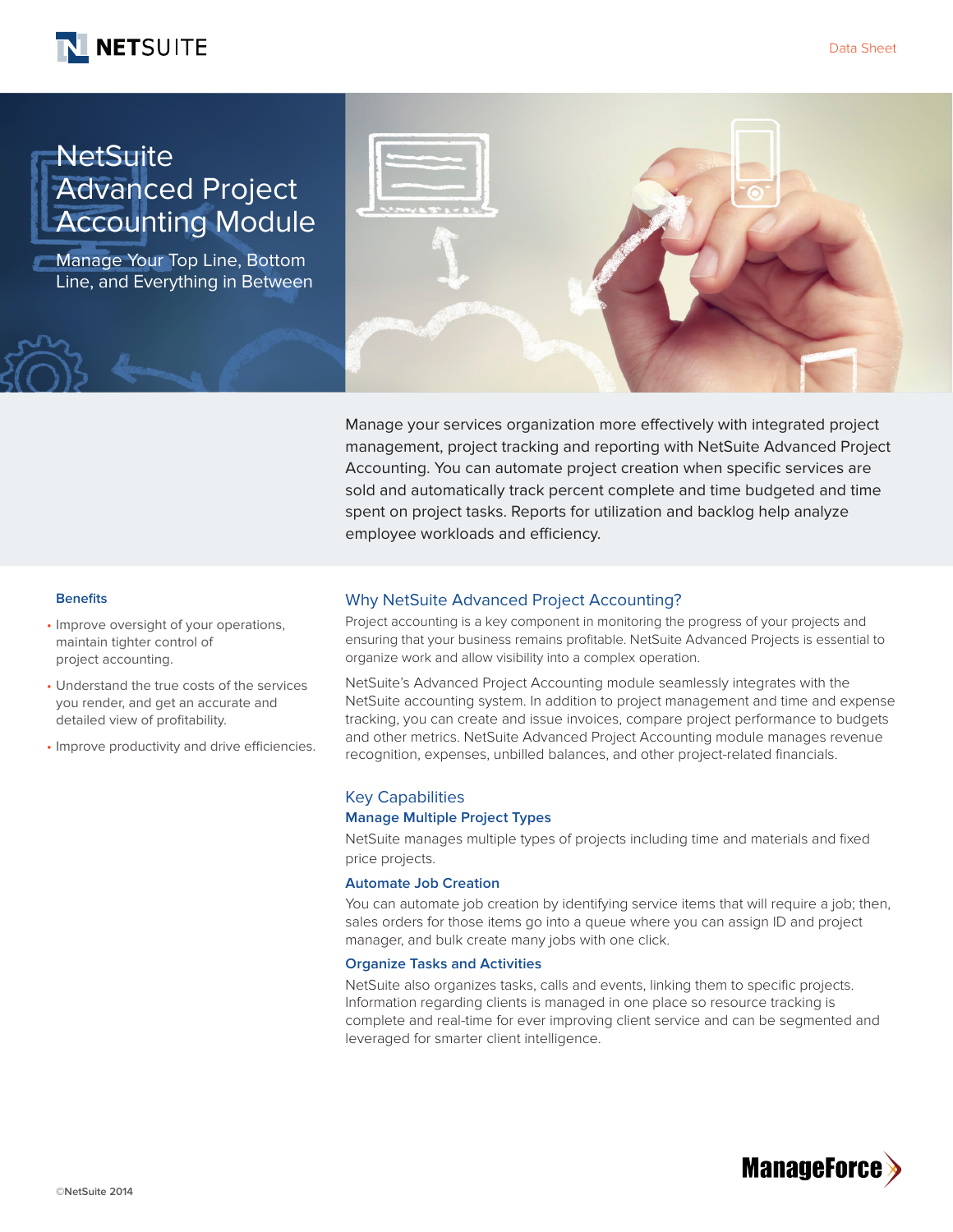NETSUITE

Data Sheet

# NetSuite Advanced Project Accounting Module

Manage Your Top Line, Bottom Line, and Everything in Between

Manage your services organization more effectively with integrated project management, project tracking and reporting with NetSuite Advanced Project Accounting. You can automate project creation when specific services are sold and automatically track percent complete and time budgeted and time spent on project tasks. Reports for utilization and backlog help analyze employee workloads and efficiency.

### Benefits

- Improve oversight of your operations, maintain tighter control of project accounting.
- Understand the true costs of the services you render, and get an accurate and detailed view of profitability.
- Improve productivity and drive efficiencies.

## Why NetSuite Advanced Project Accounting?

Project accounting is a key component in monitoring the progress of your projects and ensuring that your business remains profitable. NetSuite Advanced Projects is essential to organize work and allow visibility into a complex operation.

NetSuite's Advanced Project Accounting module seamlessly integrates with the NetSuite accounting system. In addition to project management and time and expense tracking, you can create and issue invoices, compare project performance to budgets and other metrics. NetSuite Advanced Project Accounting module manages revenue recognition, expenses, unbilled balances, and other project-related financials.

## Key Capabilities

### Manage Multiple Project Types

NetSuite manages multiple types of projects including time and materials and fixed price projects.

### Automate Job Creation

You can automate job creation by identifying service items that will require a job; then, sales orders for those items go into a queue where you can assign ID and project manager, and bulk create many jobs with one click.

### Organize Tasks and Activities

NetSuite also organizes tasks, calls and events, linking them to specific projects. Information regarding clients is managed in one place so resource tracking is complete and real-time for ever improving client service and can be segmented and leveraged for smarter client intelligence.

©NetSuite 2014

ManageForce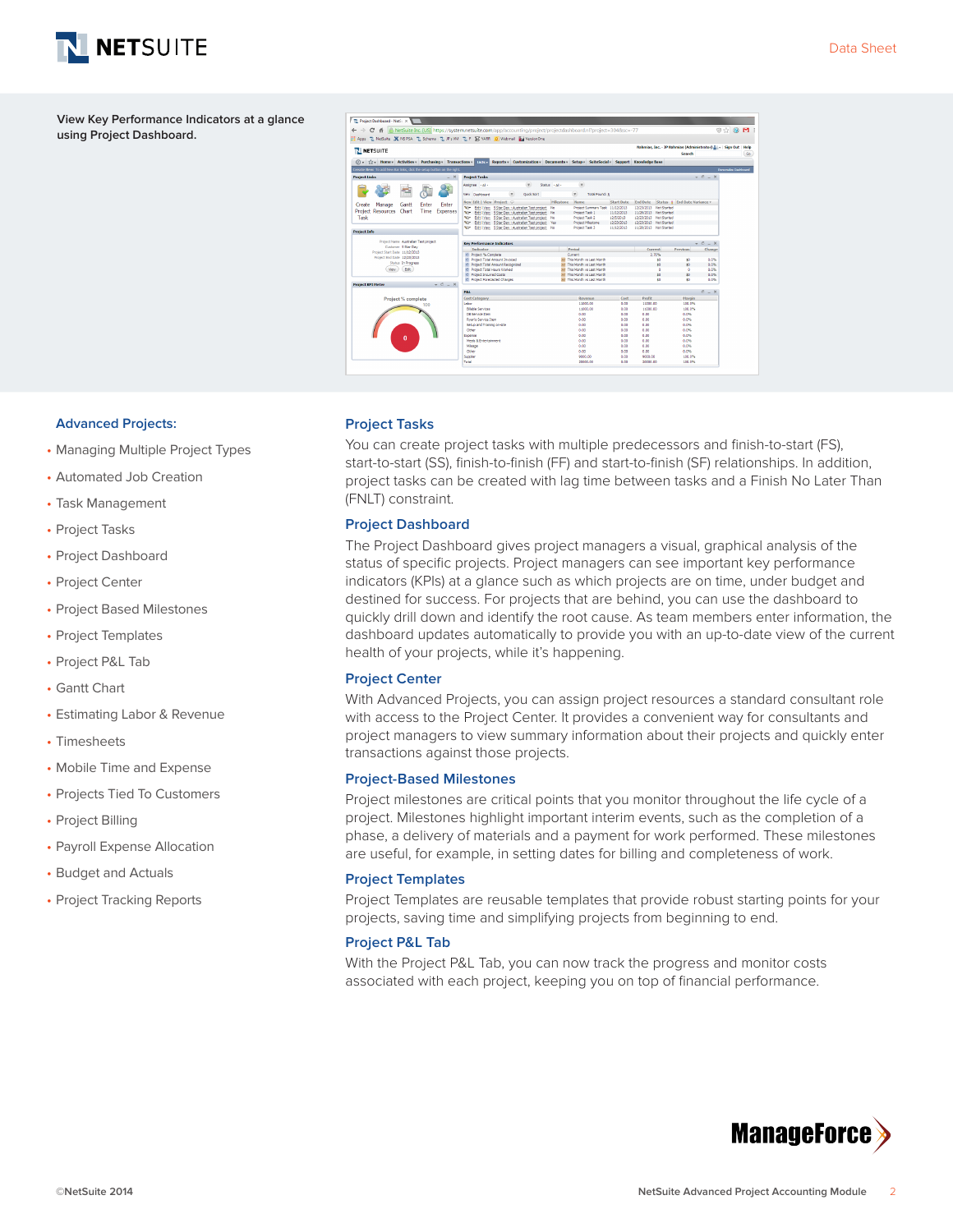View Key Performance Indicators at a glance using Project Dashboard.

## Advanced Projects:

- Managing Multiple Project Types
- Automated Job Creation
- Task Management
- Project Tasks
- Project Dashboard
- Project Center
- Project Based Milestones
- Project Templates
- Project P&L Tab
- Gantt Chart
- Estimating Labor & Revenue
- Timesheets
- Mobile Time and Expense
- Projects Tied To Customers
- Project Billing
- Payroll Expense Allocation
- Budget and Actuals
- Project Tracking Reports

## Project Tasks

You can create project tasks with multiple predecessors and finish-to-start (FS), start-to-start (SS), finish-to-finish (FF) and start-to-finish (SF) relationships. In addition, project tasks can be created with lag time between tasks and a Finish No Later Than (FNLT) constraint.

## Project Dashboard

The Project Dashboard gives project managers a visual, graphical analysis of the status of specific projects. Project managers can see important key performance indicators (KPIs) at a glance such as which projects are on time, under budget and destined for success. For projects that are behind, you can use the dashboard to quickly drill down and identify the root cause. As team members enter information, the dashboard updates automatically to provide you with an up-to-date view of the current health of your projects, while it's happening.

## Project Center

With Advanced Projects, you can assign project resources a standard consultant role with access to the Project Center. It provides a convenient way for consultants and project managers to view summary information about their projects and quickly enter transactions against those projects.

## Project-Based Milestones

Project milestones are critical points that you monitor throughout the life cycle of a project. Milestones highlight important interim events, such as the completion of a phase, a delivery of materials and a payment for work performed. These milestones are useful, for example, in setting dates for billing and completeness of work.

## Project Templates

Project Templates are reusable templates that provide robust starting points for your projects, saving time and simplifying projects from beginning to end.

## Project P&L Tab

With the Project P&L Tab, you can now track the progress and monitor costs associated with each project, keeping you on top of financial performance.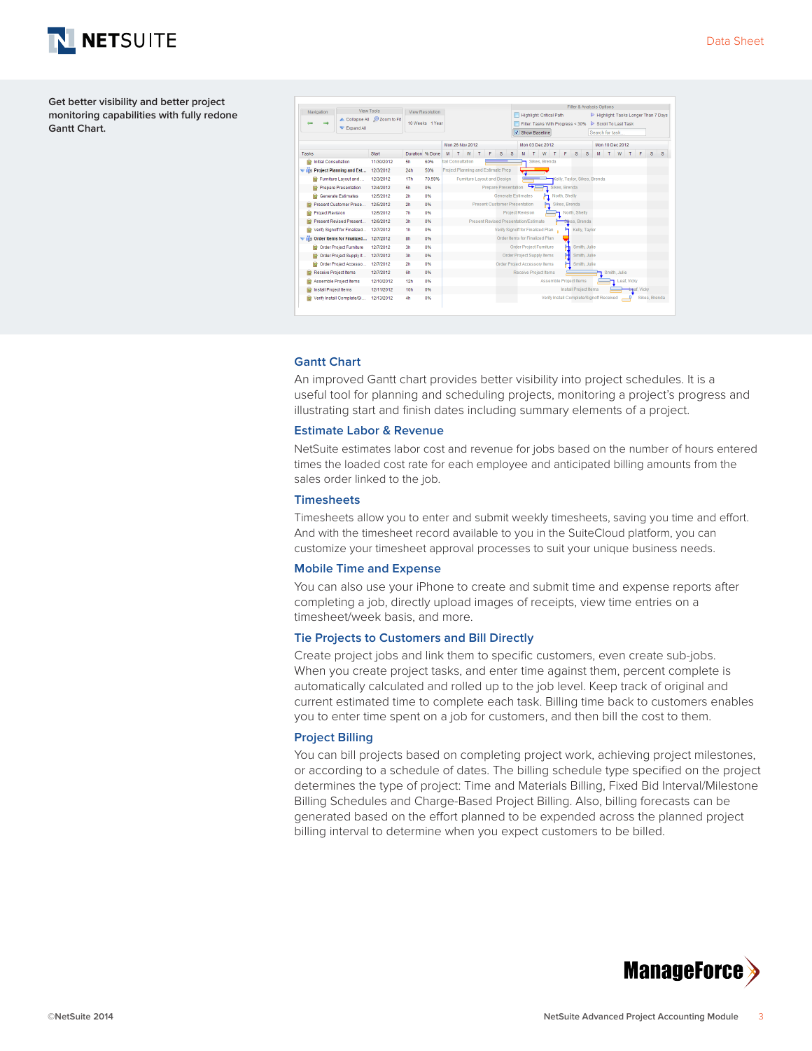Get better visibility and better project monitoring capabilities with fully redone Gantt Chart.

## Gantt Chart

An improved Gantt chart provides better visibility into project schedules. It is a useful tool for planning and scheduling projects, monitoring a project's progress and illustrating start and finish dates including summary elements of a project.

## Estimate Labor & Revenue

NetSuite estimates labor cost and revenue for jobs based on the number of hours entered times the loaded cost rate for each employee and anticipated billing amounts from the sales order linked to the job.

## Timesheets

Timesheets allow you to enter and submit weekly timesheets, saving you time and effort. And with the timesheet record available to you in the SuiteCloud platform, you can customize your timesheet approval processes to suit your unique business needs.

## Mobile Time and Expense

You can also use your iPhone to create and submit time and expense reports after completing a job, directly upload images of receipts, view time entries on a timesheet/week basis, and more.

## Tie Projects to Customers and Bill Directly

Create project jobs and link them to specific customers, even create sub-jobs. When you create project tasks, and enter time against them, percent complete is automatically calculated and rolled up to the job level. Keep track of original and current estimated time to complete each task. Billing time back to customers enables you to enter time spent on a job for customers, and then bill the cost to them.

## Project Billing

You can bill projects based on completing project work, achieving project milestones, or according to a schedule of dates. The billing schedule type specified on the project determines the type of project: Time and Materials Billing, Fixed Bid Interval/Milestone Billing Schedules and Charge-Based Project Billing. Also, billing forecasts can be generated based on the effort planned to be expended across the planned project billing interval to determine when you expect customers to be billed.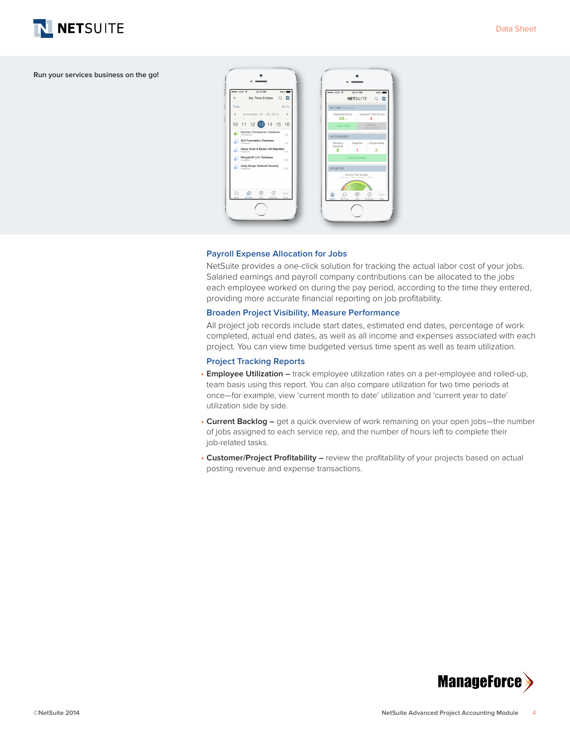Run your services business on the go!

## Payroll Expense Allocation for Jobs

NetSuite provides a one-click solution for tracking the actual labor cost of your jobs. Salaried earnings and payroll company contributions can be allocated to the jobs each employee worked on during the pay period, according to the time they entered, providing more accurate financial reporting on job profitability.

## Broaden Project Visibility, Measure Performance

All project job records include start dates, estimated end dates, percentage of work completed, actual end dates, as well as all income and expenses associated with each project. You can view time budgeted versus time spent as well as team utilization.

## Project Tracking Reports

- **Employee Utilization –** track employee utilization rates on a per-employee and rolled-up, team basis using this report. You can also compare utilization for two time periods at once—for example, view 'current month to date' utilization and 'current year to date' utilization side by side.
- **Current Backlog –** get a quick overview of work remaining on your open jobs—the number of jobs assigned to each service rep, and the number of hours left to complete their job-related tasks.
- **Customer/Project Profitability –** review the profitability of your projects based on actual posting revenue and expense transactions.

ManageForce

©NetSuite 2014